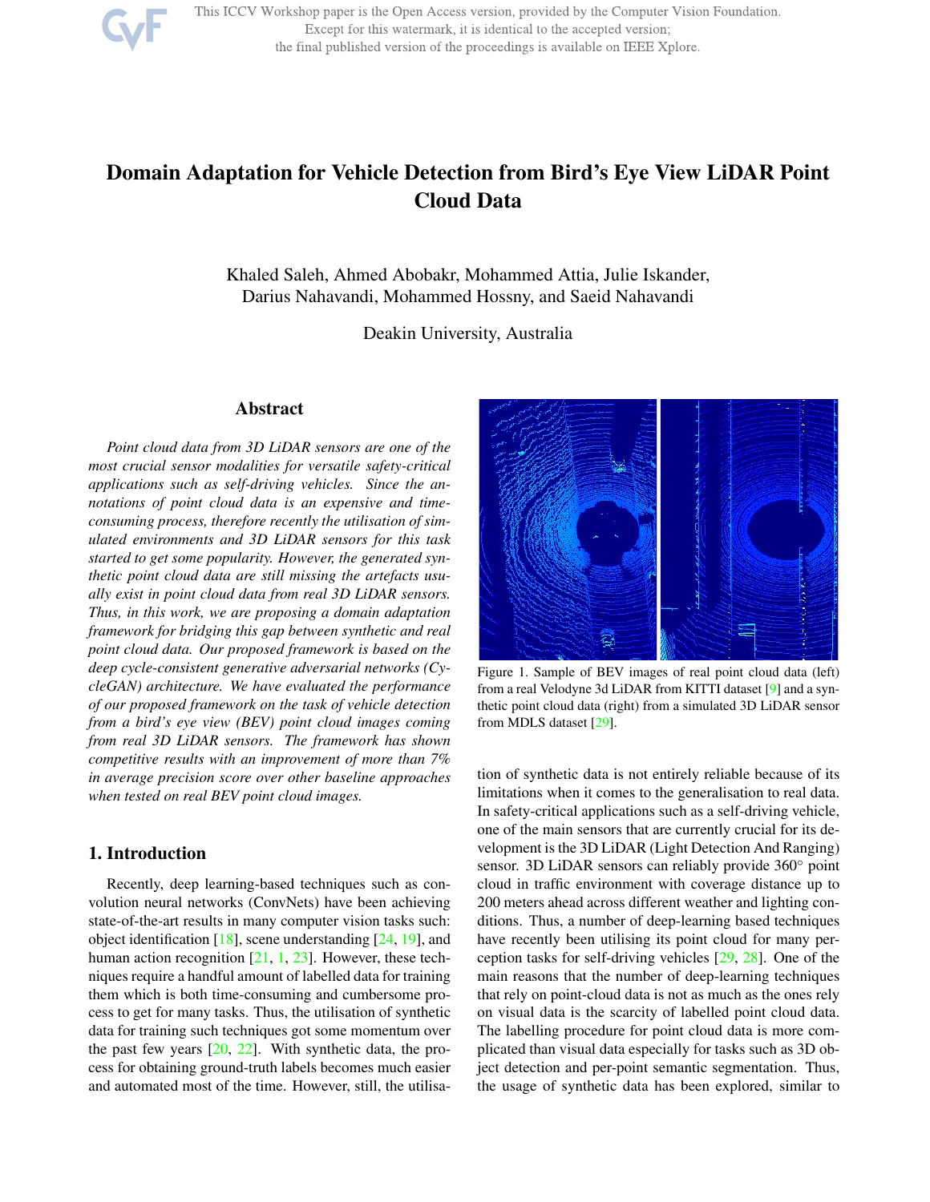# Domain Adaptation for Vehicle Detection from Bird's Eye View LiDAR Point Cloud Data

Khaled Saleh, Ahmed Abobakr, Mohammed Attia, Julie Iskander, Darius Nahavandi, Mohammed Hossny, and Saeid Nahavandi

Deakin University, Australia

## Abstract

*Point cloud data from 3D LiDAR sensors are one of the most crucial sensor modalities for versatile safety-critical applications such as self-driving vehicles. Since the annotations of point cloud data is an expensive and time-consuming process, therefore recently the utilisation of simulated environments and 3D LiDAR sensors for this task started to get some popularity. However, the generated synthetic point cloud data are still missing the artefacts usually exist in point cloud data from real 3D LiDAR sensors. Thus, in this work, we are proposing a domain adaptation framework for bridging this gap between synthetic and real point cloud data. Our proposed framework is based on the deep cycle-consistent generative adversarial networks (CycleGAN) architecture. We have evaluated the performance of our proposed framework on the task of vehicle detection from a bird's eye view (BEV) point cloud images coming from real 3D LiDAR sensors. The framework has shown competitive results with an improvement of more than 7% in average precision score over other baseline approaches when tested on real BEV point cloud images.*

## 1. Introduction

Recently, deep learning-based techniques such as convolution neural networks (ConvNets) have been achieving state-of-the-art results in many computer vision tasks such: object identification [18], scene understanding [24, 19], and human action recognition [21, 1, 23]. However, these techniques require a handful amount of labelled data for training them which is both time-consuming and cumbersome process to get for many tasks. Thus, the utilisation of synthetic data for training such techniques got some momentum over the past few years [20, 22]. With synthetic data, the process for obtaining ground-truth labels becomes much easier and automated most of the time. However, still, the utilisation of synthetic data is not entirely reliable because of its limitations when it comes to the generalisation to real data. In safety-critical applications such as a self-driving vehicle, one of the main sensors that are currently crucial for its development is the 3D LiDAR (Light Detection And Ranging) sensor. 3D LiDAR sensors can reliably provide 360° point cloud in traffic environment with coverage distance up to 200 meters ahead across different weather and lighting conditions. Thus, a number of deep-learning based techniques have recently been utilising its point cloud for many perception tasks for self-driving vehicles [29, 28]. One of the main reasons that the number of deep-learning techniques that rely on point-cloud data is not as much as the ones rely on visual data is the scarcity of labelled point cloud data. The labelling procedure for point cloud data is more complicated than visual data especially for tasks such as 3D object detection and per-point semantic segmentation. Thus, the usage of synthetic data has been explored, similar to

Figure 1. Sample of BEV images of real point cloud data (left) from a real Velodyne 3d LiDAR from KITTI dataset [9] and a synthetic point cloud data (right) from a simulated 3D LiDAR sensor from MDLS dataset [29].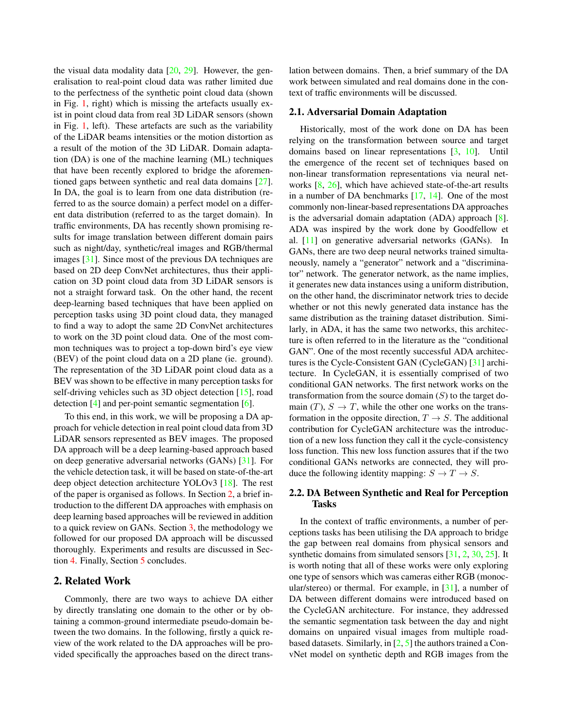the visual data modality data [20, 29]. However, the generalisation to real-point cloud data was rather limited due to the perfectness of the synthetic point cloud data (shown in Fig. 1, right) which is missing the artefacts usually exist in point cloud data from real 3D LiDAR sensors (shown in Fig. 1, left). These artefacts are such as the variability of the LiDAR beams intensities or the motion distortion as a result of the motion of the 3D LiDAR. Domain adaptation (DA) is one of the machine learning (ML) techniques that have been recently explored to bridge the aforementioned gaps between synthetic and real data domains [27]. In DA, the goal is to learn from one data distribution (referred to as the source domain) a perfect model on a different data distribution (referred to as the target domain). In traffic environments, DA has recently shown promising results for image translation between different domain pairs such as night/day, synthetic/real images and RGB/thermal images [31]. Since most of the previous DA techniques are based on 2D deep ConvNet architectures, thus their application on 3D point cloud data from 3D LiDAR sensors is not a straight forward task. On the other hand, the recent deep-learning based techniques that have been applied on perception tasks using 3D point cloud data, they managed to find a way to adopt the same 2D ConvNet architectures to work on the 3D point cloud data. One of the most common techniques was to project a top-down bird's eye view (BEV) of the point cloud data on a 2D plane (ie. ground). The representation of the 3D LiDAR point cloud data as a BEV was shown to be effective in many perception tasks for self-driving vehicles such as 3D object detection [15], road detection [4] and per-point semantic segmentation [6].

To this end, in this work, we will be proposing a DA approach for vehicle detection in real point cloud data from 3D LiDAR sensors represented as BEV images. The proposed DA approach will be a deep learning-based approach based on deep generative adversarial networks (GANs) [31]. For the vehicle detection task, it will be based on state-of-the-art deep object detection architecture YOLOv3 [18]. The rest of the paper is organised as follows. In Section 2, a brief introduction to the different DA approaches with emphasis on deep learning based approaches will be reviewed in addition to a quick review on GANs. Section 3, the methodology we followed for our proposed DA approach will be discussed thoroughly. Experiments and results are discussed in Section 4. Finally, Section 5 concludes.

# 2. Related Work

Commonly, there are two ways to achieve DA either by directly translating one domain to the other or by obtaining a common-ground intermediate pseudo-domain between the two domains. In the following, firstly a quick review of the work related to the DA approaches will be provided specifically the approaches based on the direct translation between domains. Then, a brief summary of the DA work between simulated and real domains done in the context of traffic environments will be discussed.

## 2.1. Adversarial Domain Adaptation

Historically, most of the work done on DA has been relying on the transformation between source and target domains based on linear representations [3, 10]. Until the emergence of the recent set of techniques based on non-linear transformation representations via neural networks [8, 26], which have achieved state-of-the-art results in a number of DA benchmarks [17, 14]. One of the most commonly non-linear-based representations DA approaches is the adversarial domain adaptation (ADA) approach [8]. ADA was inspired by the work done by Goodfellow et al. [11] on generative adversarial networks (GANs). In GANs, there are two deep neural networks trained simultaneously, namely a "generator" network and a "discriminator" network. The generator network, as the name implies, it generates new data instances using a uniform distribution, on the other hand, the discriminator network tries to decide whether or not this newly generated data instance has the same distribution as the training dataset distribution. Similarly, in ADA, it has the same two networks, this architecture is often referred to in the literature as the "conditional GAN". One of the most recently successful ADA architectures is the Cycle-Consistent GAN (CycleGAN) [31] architecture. In CycleGAN, it is essentially comprised of two conditional GAN networks. The first network works on the transformation from the source domain ($S$) to the target domain ($T$), $S \rightarrow T$, while the other one works on the transformation in the opposite direction, $T \rightarrow S$. The additional contribution for CycleGAN architecture was the introduction of a new loss function they call it the cycle-consistency loss function. This new loss function assures that if the two conditional GANs networks are connected, they will produce the following identity mapping: $S \rightarrow T \rightarrow S$.

## 2.2. DA Between Synthetic and Real for Perception Tasks

In the context of traffic environments, a number of perceptions tasks has been utilising the DA approach to bridge the gap between real domains from physical sensors and synthetic domains from simulated sensors [31, 2, 30, 25]. It is worth noting that all of these works were only exploring one type of sensors which was cameras either RGB (monocular/stereo) or thermal. For example, in [31], a number of DA between different domains were introduced based on the CycleGAN architecture. For instance, they addressed the semantic segmentation task between the day and night domains on unpaired visual images from multiple road-based datasets. Similarly, in [2, 5] the authors trained a ConvNet model on synthetic depth and RGB images from the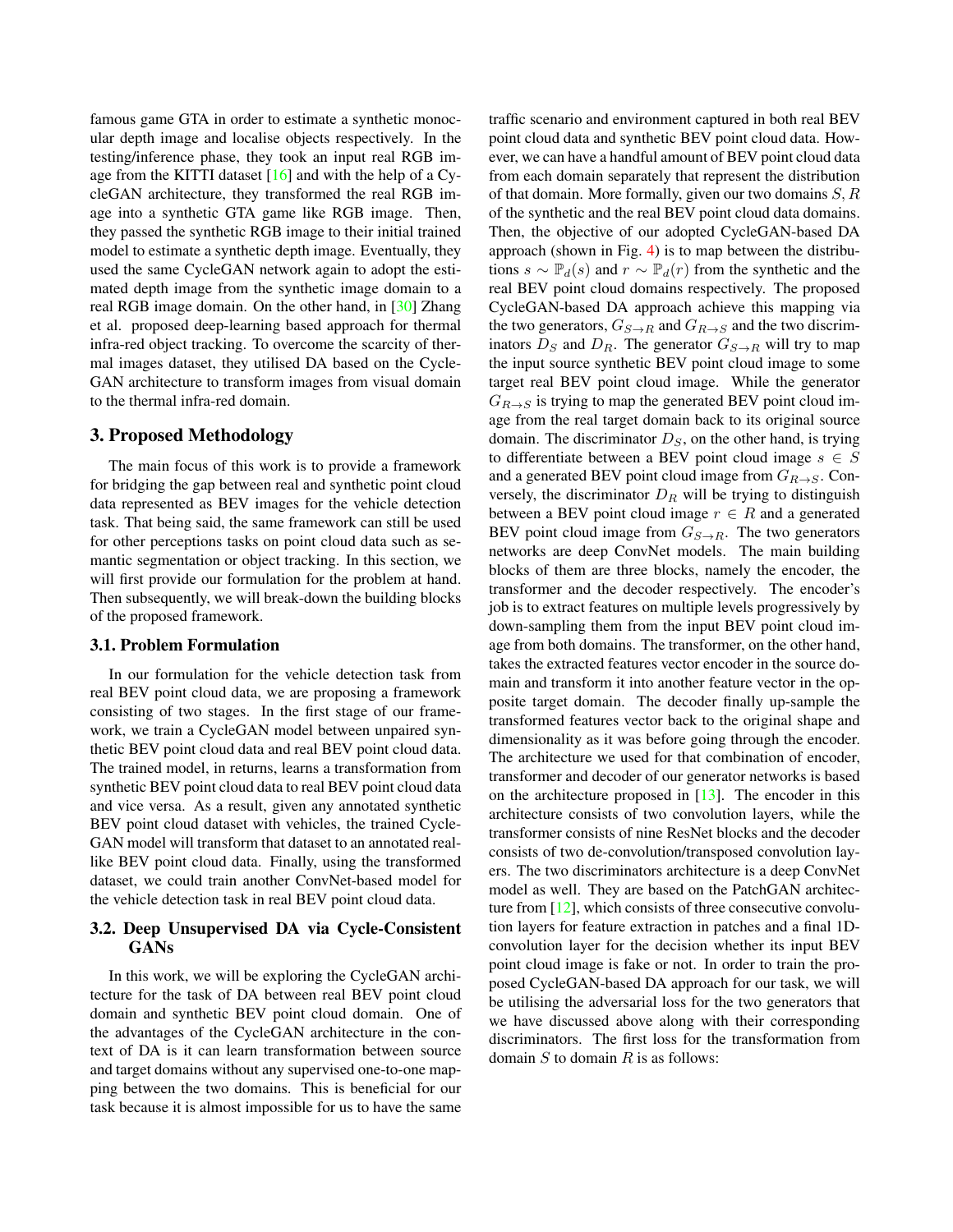famous game GTA in order to estimate a synthetic monocular depth image and localise objects respectively. In the testing/inference phase, they took an input real RGB image from the KITTI dataset [16] and with the help of a CycleGAN architecture, they transformed the real RGB image into a synthetic GTA game like RGB image. Then, they passed the synthetic RGB image to their initial trained model to estimate a synthetic depth image. Eventually, they used the same CycleGAN network again to adopt the estimated depth image from the synthetic image domain to a real RGB image domain. On the other hand, in [30] Zhang et al. proposed deep-learning based approach for thermal infra-red object tracking. To overcome the scarcity of thermal images dataset, they utilised DA based on the CycleGAN architecture to transform images from visual domain to the thermal infra-red domain.

## 3. Proposed Methodology

The main focus of this work is to provide a framework for bridging the gap between real and synthetic point cloud data represented as BEV images for the vehicle detection task. That being said, the same framework can still be used for other perceptions tasks on point cloud data such as semantic segmentation or object tracking. In this section, we will first provide our formulation for the problem at hand. Then subsequently, we will break-down the building blocks of the proposed framework.

### 3.1. Problem Formulation

In our formulation for the vehicle detection task from real BEV point cloud data, we are proposing a framework consisting of two stages. In the first stage of our framework, we train a CycleGAN model between unpaired synthetic BEV point cloud data and real BEV point cloud data. The trained model, in returns, learns a transformation from synthetic BEV point cloud data to real BEV point cloud data and vice versa. As a result, given any annotated synthetic BEV point cloud dataset with vehicles, the trained CycleGAN model will transform that dataset to an annotated real-like BEV point cloud data. Finally, using the transformed dataset, we could train another ConvNet-based model for the vehicle detection task in real BEV point cloud data.

### 3.2. Deep Unsupervised DA via Cycle-Consistent GANs

In this work, we will be exploring the CycleGAN architecture for the task of DA between real BEV point cloud domain and synthetic BEV point cloud domain. One of the advantages of the CycleGAN architecture in the context of DA is it can learn transformation between source and target domains without any supervised one-to-one mapping between the two domains. This is beneficial for our task because it is almost impossible for us to have the same traffic scenario and environment captured in both real BEV point cloud data and synthetic BEV point cloud data. However, we can have a handful amount of BEV point cloud data from each domain separately that represent the distribution of that domain. More formally, given our two domains $S, R$ of the synthetic and the real BEV point cloud data domains. Then, the objective of our adopted CycleGAN-based DA approach (shown in Fig. 4) is to map between the distributions $s \sim \mathbb{P}_d(s)$ and $r \sim \mathbb{P}_d(r)$ from the synthetic and the real BEV point cloud domains respectively. The proposed CycleGAN-based DA approach achieve this mapping via the two generators, $G_{S \to R}$ and $G_{R \to S}$ and the two discriminators $D_S$ and $D_R$. The generator $G_{S \to R}$ will try to map the input source synthetic BEV point cloud image to some target real BEV point cloud image. While the generator $G_{R \to S}$ is trying to map the generated BEV point cloud image from the real target domain back to its original source domain. The discriminator $D_S$, on the other hand, is trying to differentiate between a BEV point cloud image $s \in S$ and a generated BEV point cloud image from $G_{R \to S}$. Conversely, the discriminator $D_R$ will be trying to distinguish between a BEV point cloud image $r \in R$ and a generated BEV point cloud image from $G_{S \to R}$. The two generators networks are deep ConvNet models. The main building blocks of them are three blocks, namely the encoder, the transformer and the decoder respectively. The encoder's job is to extract features on multiple levels progressively by down-sampling them from the input BEV point cloud image from both domains. The transformer, on the other hand, takes the extracted features vector encoder in the source domain and transform it into another feature vector in the opposite target domain. The decoder finally up-sample the transformed features vector back to the original shape and dimensionality as it was before going through the encoder. The architecture we used for that combination of encoder, transformer and decoder of our generator networks is based on the architecture proposed in [13]. The encoder in this architecture consists of two convolution layers, while the transformer consists of nine ResNet blocks and the decoder consists of two de-convolution/transposed convolution layers. The two discriminators architecture is a deep ConvNet model as well. They are based on the PatchGAN architecture from [12], which consists of three consecutive convolution layers for feature extraction in patches and a final 1D-convolution layer for the decision whether its input BEV point cloud image is fake or not. In order to train the proposed CycleGAN-based DA approach for our task, we will be utilising the adversarial loss for the two generators that we have discussed above along with their corresponding discriminators. The first loss for the transformation from domain $S$ to domain $R$ is as follows: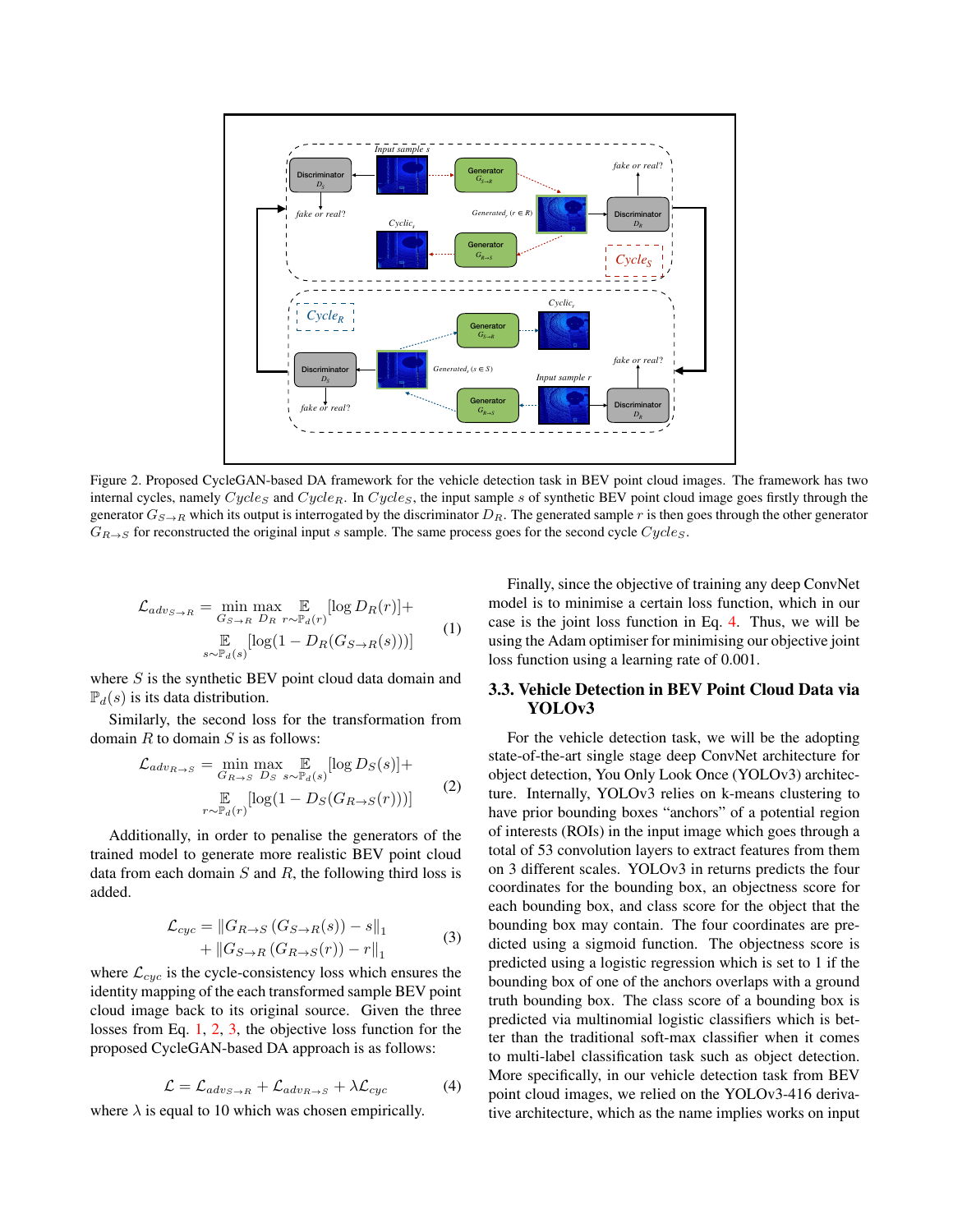Figure 2. Proposed CycleGAN-based DA framework for the vehicle detection task in BEV point cloud images. The framework has two internal cycles, namely $Cycle_S$ and $Cycle_R$. In $Cycle_S$, the input sample $s$ of synthetic BEV point cloud image goes firstly through the generator $G_{S \to R}$ which its output is interrogated by the discriminator $D_R$. The generated sample $r$ is then goes through the other generator $G_{R \to S}$ for reconstructed the original input $s$ sample. The same process goes for the second cycle $Cycle_S$.

$$\mathcal{L}_{adv_{S \to R}} = \min_{G_{S \to R}} \max_{D_R} \mathop{\mathbb{E}}_{r \sim \mathbb{P}_d(r)} [\log D_R(r)] + \mathop{\mathbb{E}}_{s \sim \mathbb{P}_d(s)} [\log(1 - D_R(G_{S \to R}(s)))] \tag{1}$$

where $S$ is the synthetic BEV point cloud data domain and $\mathbb{P}_d(s)$ is its data distribution.

Similarly, the second loss for the transformation from domain $R$ to domain $S$ is as follows:

$$\mathcal{L}_{adv_{R \to S}} = \min_{G_{R \to S}} \max_{D_S} \mathop{\mathbb{E}}_{s \sim \mathbb{P}_d(s)} [\log D_S(s)] + \mathop{\mathbb{E}}_{r \sim \mathbb{P}_d(r)} [\log(1 - D_S(G_{R \to S}(r)))] \tag{2}$$

Additionally, in order to penalise the generators of the trained model to generate more realistic BEV point cloud data from each domain $S$ and $R$, the following third loss is added.

$$\mathcal{L}_{cyc} = \|G_{R \to S}(G_{S \to R}(s)) - s\|_1 + \|G_{S \to R}(G_{R \to S}(r)) - r\|_1 \tag{3}$$

where $\mathcal{L}_{cyc}$ is the cycle-consistency loss which ensures the identity mapping of the each transformed sample BEV point cloud image back to its original source. Given the three losses from Eq. 1, 2, 3, the objective loss function for the proposed CycleGAN-based DA approach is as follows:

$$\mathcal{L} = \mathcal{L}_{adv_{S \to R}} + \mathcal{L}_{adv_{R \to S}} + \lambda \mathcal{L}_{cyc} \tag{4}$$

where $\lambda$ is equal to 10 which was chosen empirically.

Finally, since the objective of training any deep ConvNet model is to minimise a certain loss function, which in our case is the joint loss function in Eq. 4. Thus, we will be using the Adam optimiser for minimising our objective joint loss function using a learning rate of 0.001.

### 3.3. Vehicle Detection in BEV Point Cloud Data via YOLOv3

For the vehicle detection task, we will be the adopting state-of-the-art single stage deep ConvNet architecture for object detection, You Only Look Once (YOLOv3) architecture. Internally, YOLOv3 relies on k-means clustering to have prior bounding boxes "anchors" of a potential region of interests (ROIs) in the input image which goes through a total of 53 convolution layers to extract features from them on 3 different scales. YOLOv3 in returns predicts the four coordinates for the bounding box, an objectness score for each bounding box, and class score for the object that the bounding box may contain. The four coordinates are predicted using a sigmoid function. The objectness score is predicted using a logistic regression which is set to 1 if the bounding box of one of the anchors overlaps with a ground truth bounding box. The class score of a bounding box is predicted via multinomial logistic classifiers which is better than the traditional soft-max classifier when it comes to multi-label classification task such as object detection. More specifically, in our vehicle detection task from BEV point cloud images, we relied on the YOLOv3-416 derivative architecture, which as the name implies works on input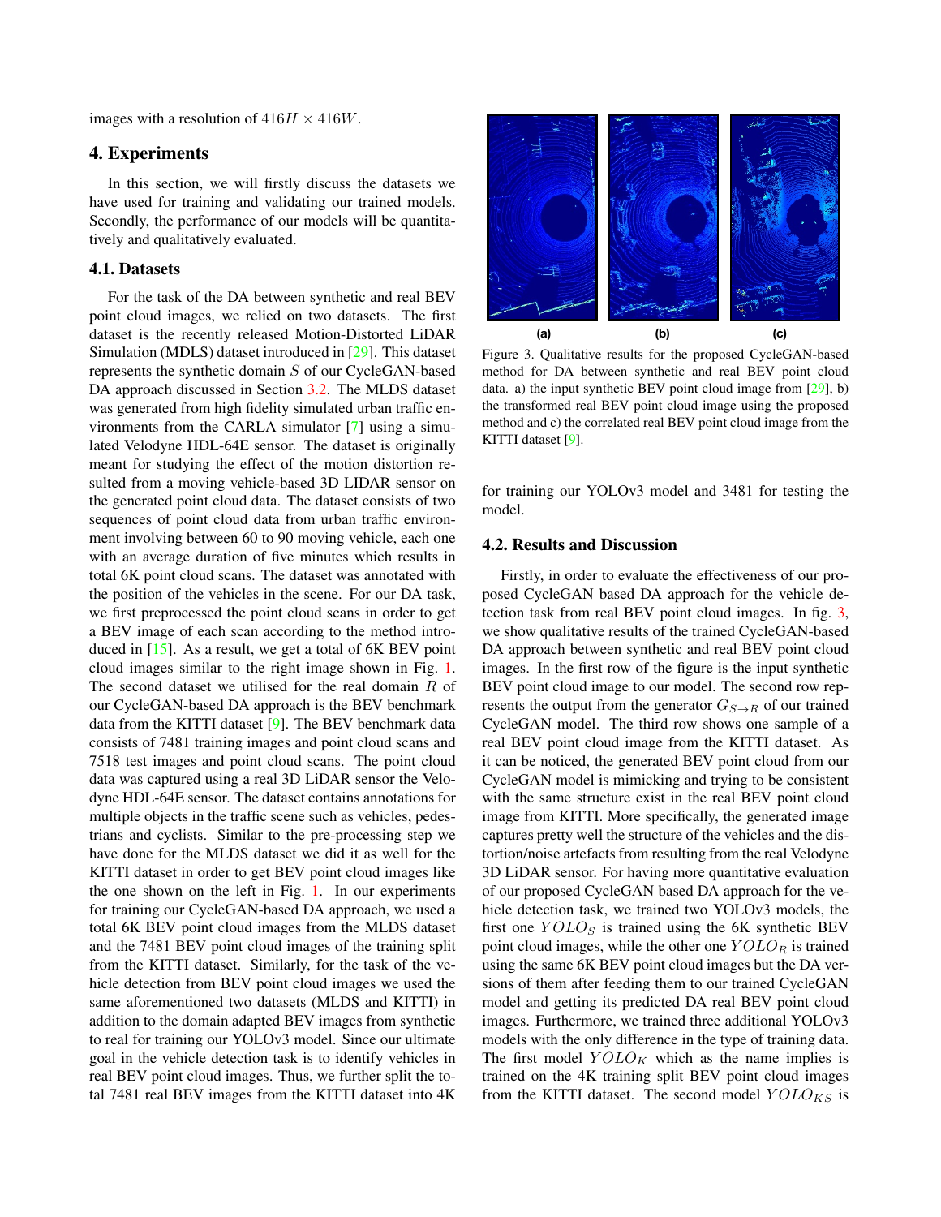images with a resolution of $416H \times 416W$.

## 4. Experiments

In this section, we will firstly discuss the datasets we have used for training and validating our trained models. Secondly, the performance of our models will be quantitatively and qualitatively evaluated.

### 4.1. Datasets

For the task of the DA between synthetic and real BEV point cloud images, we relied on two datasets. The first dataset is the recently released Motion-Distorted LiDAR Simulation (MDLS) dataset introduced in [29]. This dataset represents the synthetic domain $S$ of our CycleGAN-based DA approach discussed in Section 3.2. The MLDS dataset was generated from high fidelity simulated urban traffic environments from the CARLA simulator [7] using a simulated Velodyne HDL-64E sensor. The dataset is originally meant for studying the effect of the motion distortion resulted from a moving vehicle-based 3D LIDAR sensor on the generated point cloud data. The dataset consists of two sequences of point cloud data from urban traffic environment involving between 60 to 90 moving vehicle, each one with an average duration of five minutes which results in total 6K point cloud scans. The dataset was annotated with the position of the vehicles in the scene. For our DA task, we first preprocessed the point cloud scans in order to get a BEV image of each scan according to the method introduced in [15]. As a result, we get a total of 6K BEV point cloud images similar to the right image shown in Fig. 1. The second dataset we utilised for the real domain $R$ of our CycleGAN-based DA approach is the BEV benchmark data from the KITTI dataset [9]. The BEV benchmark data consists of 7481 training images and point cloud scans and 7518 test images and point cloud scans. The point cloud data was captured using a real 3D LiDAR sensor the Velodyne HDL-64E sensor. The dataset contains annotations for multiple objects in the traffic scene such as vehicles, pedestrians and cyclists. Similar to the pre-processing step we have done for the MLDS dataset we did it as well for the KITTI dataset in order to get BEV point cloud images like the one shown on the left in Fig. 1. In our experiments for training our CycleGAN-based DA approach, we used a total 6K BEV point cloud images from the MLDS dataset and the 7481 BEV point cloud images of the training split from the KITTI dataset. Similarly, for the task of the vehicle detection from BEV point cloud images we used the same aforementioned two datasets (MLDS and KITTI) in addition to the domain adapted BEV images from synthetic to real for training our YOLOv3 model. Since our ultimate goal in the vehicle detection task is to identify vehicles in real BEV point cloud images. Thus, we further split the total 7481 real BEV images from the KITTI dataset into 4K for training our YOLOv3 model and 3481 for testing the model.

(a) (b) (c)

Figure 3. Qualitative results for the proposed CycleGAN-based method for DA between synthetic and real BEV point cloud data. a) the input synthetic BEV point cloud image from [29], b) the transformed real BEV point cloud image using the proposed method and c) the correlated real BEV point cloud image from the KITTI dataset [9].

### 4.2. Results and Discussion

Firstly, in order to evaluate the effectiveness of our proposed CycleGAN based DA approach for the vehicle detection task from real BEV point cloud images. In fig. 3, we show qualitative results of the trained CycleGAN-based DA approach between synthetic and real BEV point cloud images. In the first row of the figure is the input synthetic BEV point cloud image to our model. The second row represents the output from the generator $G_{S \to R}$ of our trained CycleGAN model. The third row shows one sample of a real BEV point cloud image from the KITTI dataset. As it can be noticed, the generated BEV point cloud from our CycleGAN model is mimicking and trying to be consistent with the same structure exist in the real BEV point cloud image from KITTI. More specifically, the generated image captures pretty well the structure of the vehicles and the distortion/noise artefacts from resulting from the real Velodyne 3D LiDAR sensor. For having more quantitative evaluation of our proposed CycleGAN based DA approach for the vehicle detection task, we trained two YOLOv3 models, the first one $YOLO_S$ is trained using the 6K synthetic BEV point cloud images, while the other one $YOLO_R$ is trained using the same 6K BEV point cloud images but the DA versions of them after feeding them to our trained CycleGAN model and getting its predicted DA real BEV point cloud images. Furthermore, we trained three additional YOLOv3 models with the only difference in the type of training data. The first model $YOLO_K$ which as the name implies is trained on the 4K training split BEV point cloud images from the KITTI dataset. The second model $YOLO_{KS}$ is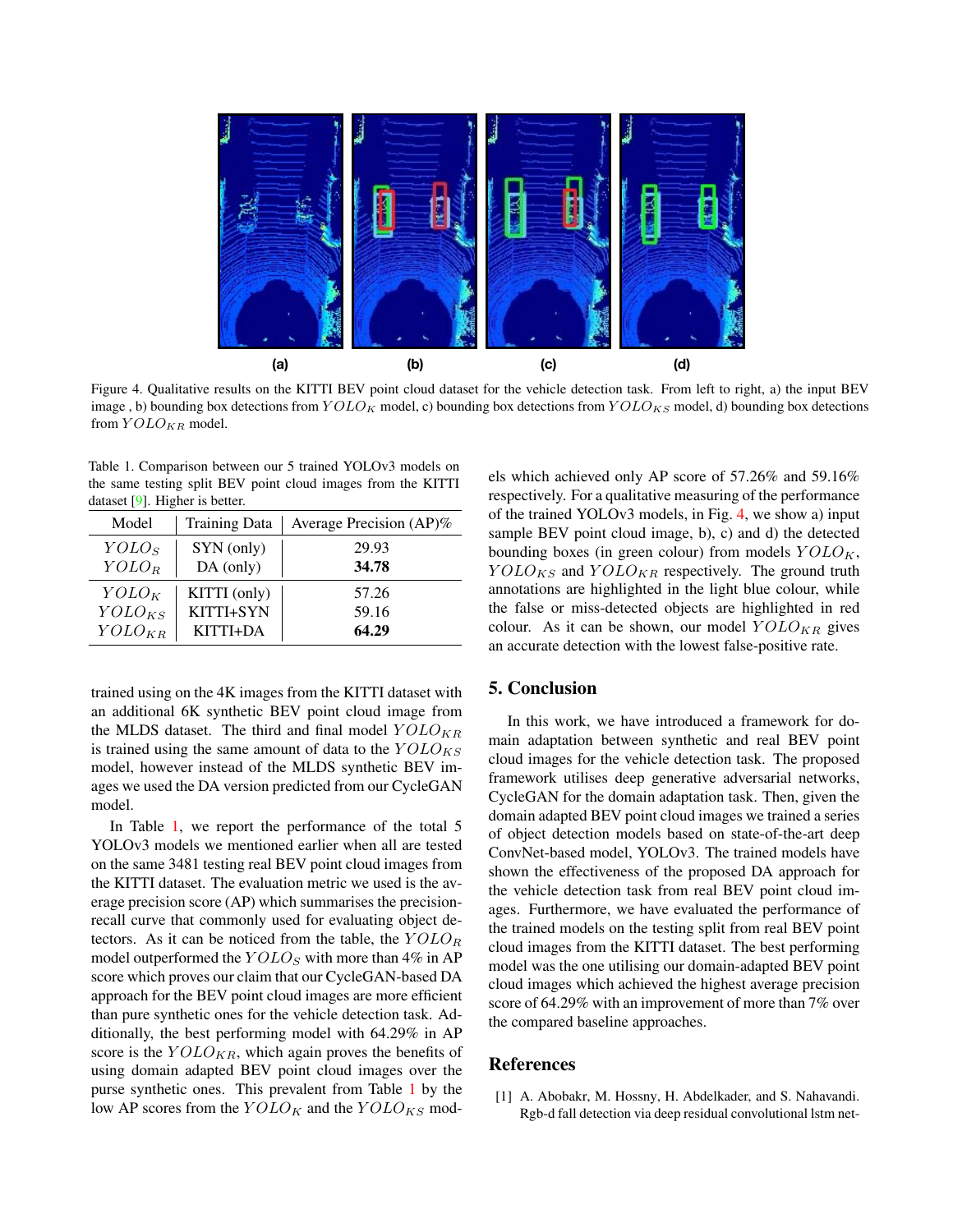(a) (b) (c) (d)

Figure 4. Qualitative results on the KITTI BEV point cloud dataset for the vehicle detection task. From left to right, a) the input BEV image , b) bounding box detections from $YOLO_K$ model, c) bounding box detections from $YOLO_{KS}$ model, d) bounding box detections from $YOLO_{KR}$ model.

Table 1. Comparison between our 5 trained YOLOv3 models on the same testing split BEV point cloud images from the KITTI dataset [9]. Higher is better.

| Model | Training Data | Average Precision (AP)% |
|---|---|---|
| $YOLO_S$ | SYN (only) | 29.93 |
| $YOLO_R$ | DA (only) | **34.78** |
| $YOLO_K$ | KITTI (only) | 57.26 |
| $YOLO_{KS}$ | KITTI+SYN | 59.16 |
| $YOLO_{KR}$ | KITTI+DA | **64.29** |

trained using on the 4K images from the KITTI dataset with an additional 6K synthetic BEV point cloud image from the MLDS dataset. The third and final model $YOLO_{KR}$ is trained using the same amount of data to the $YOLO_{KS}$ model, however instead of the MLDS synthetic BEV images we used the DA version predicted from our CycleGAN model.

In Table 1, we report the performance of the total 5 YOLOv3 models we mentioned earlier when all are tested on the same 3481 testing real BEV point cloud images from the KITTI dataset. The evaluation metric we used is the average precision score (AP) which summarises the precision-recall curve that commonly used for evaluating object detectors. As it can be noticed from the table, the $YOLO_R$ model outperformed the $YOLO_S$ with more than 4% in AP score which proves our claim that our CycleGAN-based DA approach for the BEV point cloud images are more efficient than pure synthetic ones for the vehicle detection task. Additionally, the best performing model with 64.29% in AP score is the $YOLO_{KR}$, which again proves the benefits of using domain adapted BEV point cloud images over the purse synthetic ones. This prevalent from Table 1 by the low AP scores from the $YOLO_K$ and the $YOLO_{KS}$ models which achieved only AP score of 57.26% and 59.16% respectively. For a qualitative measuring of the performance of the trained YOLOv3 models, in Fig. 4, we show a) input sample BEV point cloud image, b), c) and d) the detected bounding boxes (in green colour) from models $YOLO_K$, $YOLO_{KS}$ and $YOLO_{KR}$ respectively. The ground truth annotations are highlighted in the light blue colour, while the false or miss-detected objects are highlighted in red colour. As it can be shown, our model $YOLO_{KR}$ gives an accurate detection with the lowest false-positive rate.

## 5. Conclusion

In this work, we have introduced a framework for domain adaptation between synthetic and real BEV point cloud images for the vehicle detection task. The proposed framework utilises deep generative adversarial networks, CycleGAN for the domain adaptation task. Then, given the domain adapted BEV point cloud images we trained a series of object detection models based on state-of-the-art deep ConvNet-based model, YOLOv3. The trained models have shown the effectiveness of the proposed DA approach for the vehicle detection task from real BEV point cloud images. Furthermore, we have evaluated the performance of the trained models on the testing split from real BEV point cloud images from the KITTI dataset. The best performing model was the one utilising our domain-adapted BEV point cloud images which achieved the highest average precision score of 64.29% with an improvement of more than 7% over the compared baseline approaches.

## References

[1] A. Abobakr, M. Hossny, H. Abdelkader, and S. Nahavandi. Rgb-d fall detection via deep residual convolutional lstm net-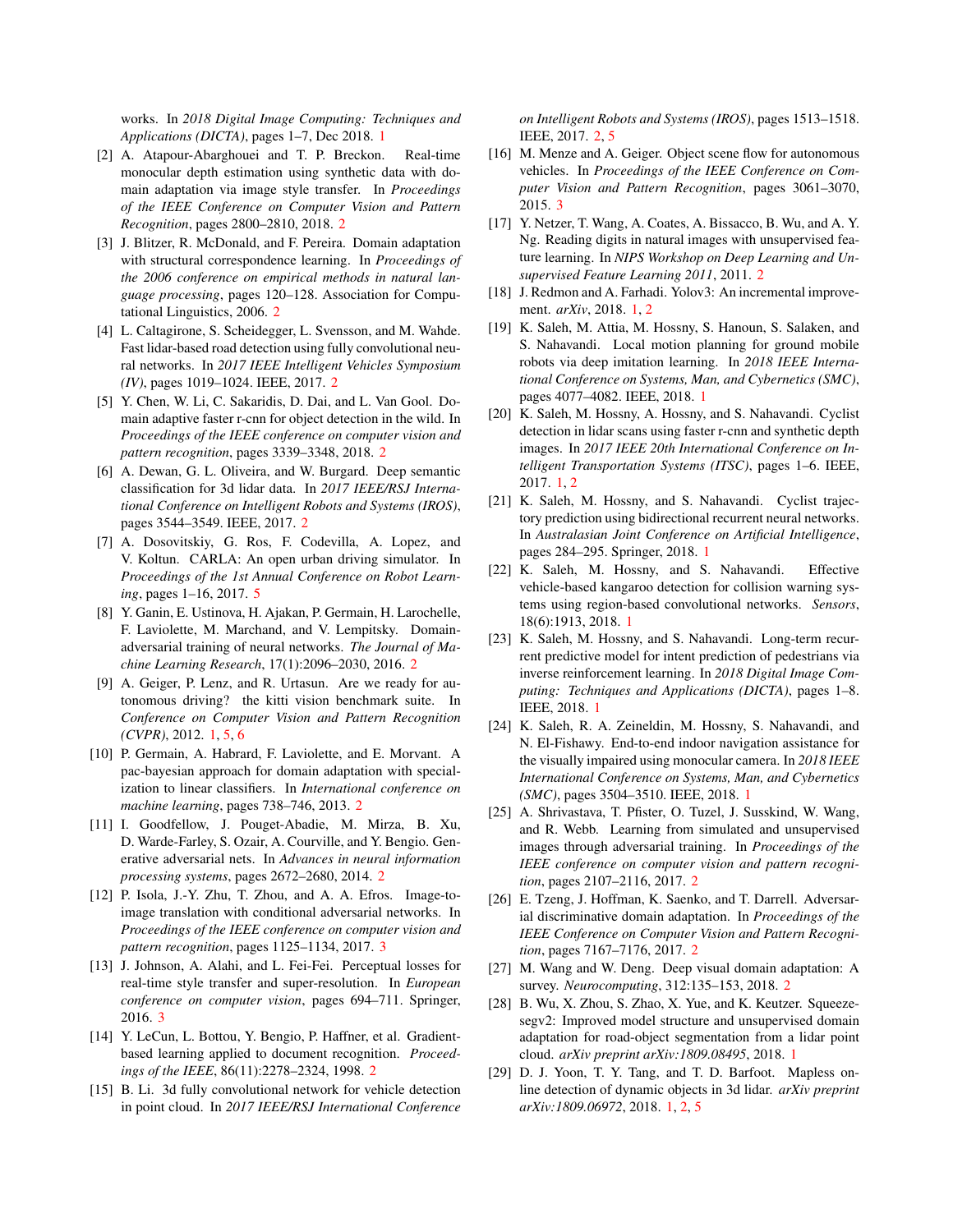works. In *2018 Digital Image Computing: Techniques and Applications (DICTA)*, pages 1–7, Dec 2018. 1

[2] A. Atapour-Abarghouei and T. P. Breckon. Real-time monocular depth estimation using synthetic data with domain adaptation via image style transfer. In *Proceedings of the IEEE Conference on Computer Vision and Pattern Recognition*, pages 2800–2810, 2018. 2

[3] J. Blitzer, R. McDonald, and F. Pereira. Domain adaptation with structural correspondence learning. In *Proceedings of the 2006 conference on empirical methods in natural language processing*, pages 120–128. Association for Computational Linguistics, 2006. 2

[4] L. Caltagirone, S. Scheidegger, L. Svensson, and M. Wahde. Fast lidar-based road detection using fully convolutional neural networks. In *2017 IEEE Intelligent Vehicles Symposium (IV)*, pages 1019–1024. IEEE, 2017. 2

[5] Y. Chen, W. Li, C. Sakaridis, D. Dai, and L. Van Gool. Domain adaptive faster r-cnn for object detection in the wild. In *Proceedings of the IEEE conference on computer vision and pattern recognition*, pages 3339–3348, 2018. 2

[6] A. Dewan, G. L. Oliveira, and W. Burgard. Deep semantic classification for 3d lidar data. In *2017 IEEE/RSJ International Conference on Intelligent Robots and Systems (IROS)*, pages 3544–3549. IEEE, 2017. 2

[7] A. Dosovitskiy, G. Ros, F. Codevilla, A. Lopez, and V. Koltun. CARLA: An open urban driving simulator. In *Proceedings of the 1st Annual Conference on Robot Learning*, pages 1–16, 2017. 5

[8] Y. Ganin, E. Ustinova, H. Ajakan, P. Germain, H. Larochelle, F. Laviolette, M. Marchand, and V. Lempitsky. Domain-adversarial training of neural networks. *The Journal of Machine Learning Research*, 17(1):2096–2030, 2016. 2

[9] A. Geiger, P. Lenz, and R. Urtasun. Are we ready for autonomous driving? the kitti vision benchmark suite. In *Conference on Computer Vision and Pattern Recognition (CVPR)*, 2012. 1, 5, 6

[10] P. Germain, A. Habrard, F. Laviolette, and E. Morvant. A pac-bayesian approach for domain adaptation with specialization to linear classifiers. In *International conference on machine learning*, pages 738–746, 2013. 2

[11] I. Goodfellow, J. Pouget-Abadie, M. Mirza, B. Xu, D. Warde-Farley, S. Ozair, A. Courville, and Y. Bengio. Generative adversarial nets. In *Advances in neural information processing systems*, pages 2672–2680, 2014. 2

[12] P. Isola, J.-Y. Zhu, T. Zhou, and A. A. Efros. Image-to-image translation with conditional adversarial networks. In *Proceedings of the IEEE conference on computer vision and pattern recognition*, pages 1125–1134, 2017. 3

[13] J. Johnson, A. Alahi, and L. Fei-Fei. Perceptual losses for real-time style transfer and super-resolution. In *European conference on computer vision*, pages 694–711. Springer, 2016. 3

[14] Y. LeCun, L. Bottou, Y. Bengio, P. Haffner, et al. Gradient-based learning applied to document recognition. *Proceedings of the IEEE*, 86(11):2278–2324, 1998. 2

[15] B. Li. 3d fully convolutional network for vehicle detection in point cloud. In *2017 IEEE/RSJ International Conference on Intelligent Robots and Systems (IROS)*, pages 1513–1518. IEEE, 2017. 2, 5

[16] M. Menze and A. Geiger. Object scene flow for autonomous vehicles. In *Proceedings of the IEEE Conference on Computer Vision and Pattern Recognition*, pages 3061–3070, 2015. 3

[17] Y. Netzer, T. Wang, A. Coates, A. Bissacco, B. Wu, and A. Y. Ng. Reading digits in natural images with unsupervised feature learning. In *NIPS Workshop on Deep Learning and Unsupervised Feature Learning 2011*, 2011. 2

[18] J. Redmon and A. Farhadi. Yolov3: An incremental improvement. *arXiv*, 2018. 1, 2

[19] K. Saleh, M. Attia, M. Hossny, S. Hanoun, S. Salaken, and S. Nahavandi. Local motion planning for ground mobile robots via deep imitation learning. In *2018 IEEE International Conference on Systems, Man, and Cybernetics (SMC)*, pages 4077–4082. IEEE, 2018. 1

[20] K. Saleh, M. Hossny, A. Hossny, and S. Nahavandi. Cyclist detection in lidar scans using faster r-cnn and synthetic depth images. In *2017 IEEE 20th International Conference on Intelligent Transportation Systems (ITSC)*, pages 1–6. IEEE, 2017. 1, 2

[21] K. Saleh, M. Hossny, and S. Nahavandi. Cyclist trajectory prediction using bidirectional recurrent neural networks. In *Australasian Joint Conference on Artificial Intelligence*, pages 284–295. Springer, 2018. 1

[22] K. Saleh, M. Hossny, and S. Nahavandi. Effective vehicle-based kangaroo detection for collision warning systems using region-based convolutional networks. *Sensors*, 18(6):1913, 2018. 1

[23] K. Saleh, M. Hossny, and S. Nahavandi. Long-term recurrent predictive model for intent prediction of pedestrians via inverse reinforcement learning. In *2018 Digital Image Computing: Techniques and Applications (DICTA)*, pages 1–8. IEEE, 2018. 1

[24] K. Saleh, R. A. Zeineldin, M. Hossny, S. Nahavandi, and N. El-Fishawy. End-to-end indoor navigation assistance for the visually impaired using monocular camera. In *2018 IEEE International Conference on Systems, Man, and Cybernetics (SMC)*, pages 3504–3510. IEEE, 2018. 1

[25] A. Shrivastava, T. Pfister, O. Tuzel, J. Susskind, W. Wang, and R. Webb. Learning from simulated and unsupervised images through adversarial training. In *Proceedings of the IEEE conference on computer vision and pattern recognition*, pages 2107–2116, 2017. 2

[26] E. Tzeng, J. Hoffman, K. Saenko, and T. Darrell. Adversarial discriminative domain adaptation. In *Proceedings of the IEEE Conference on Computer Vision and Pattern Recognition*, pages 7167–7176, 2017. 2

[27] M. Wang and W. Deng. Deep visual domain adaptation: A survey. *Neurocomputing*, 312:135–153, 2018. 2

[28] B. Wu, X. Zhou, S. Zhao, X. Yue, and K. Keutzer. Squeezesegv2: Improved model structure and unsupervised domain adaptation for road-object segmentation from a lidar point cloud. *arXiv preprint arXiv:1809.08495*, 2018. 1

[29] D. J. Yoon, T. Y. Tang, and T. D. Barfoot. Mapless online detection of dynamic objects in 3d lidar. *arXiv preprint arXiv:1809.06972*, 2018. 1, 2, 5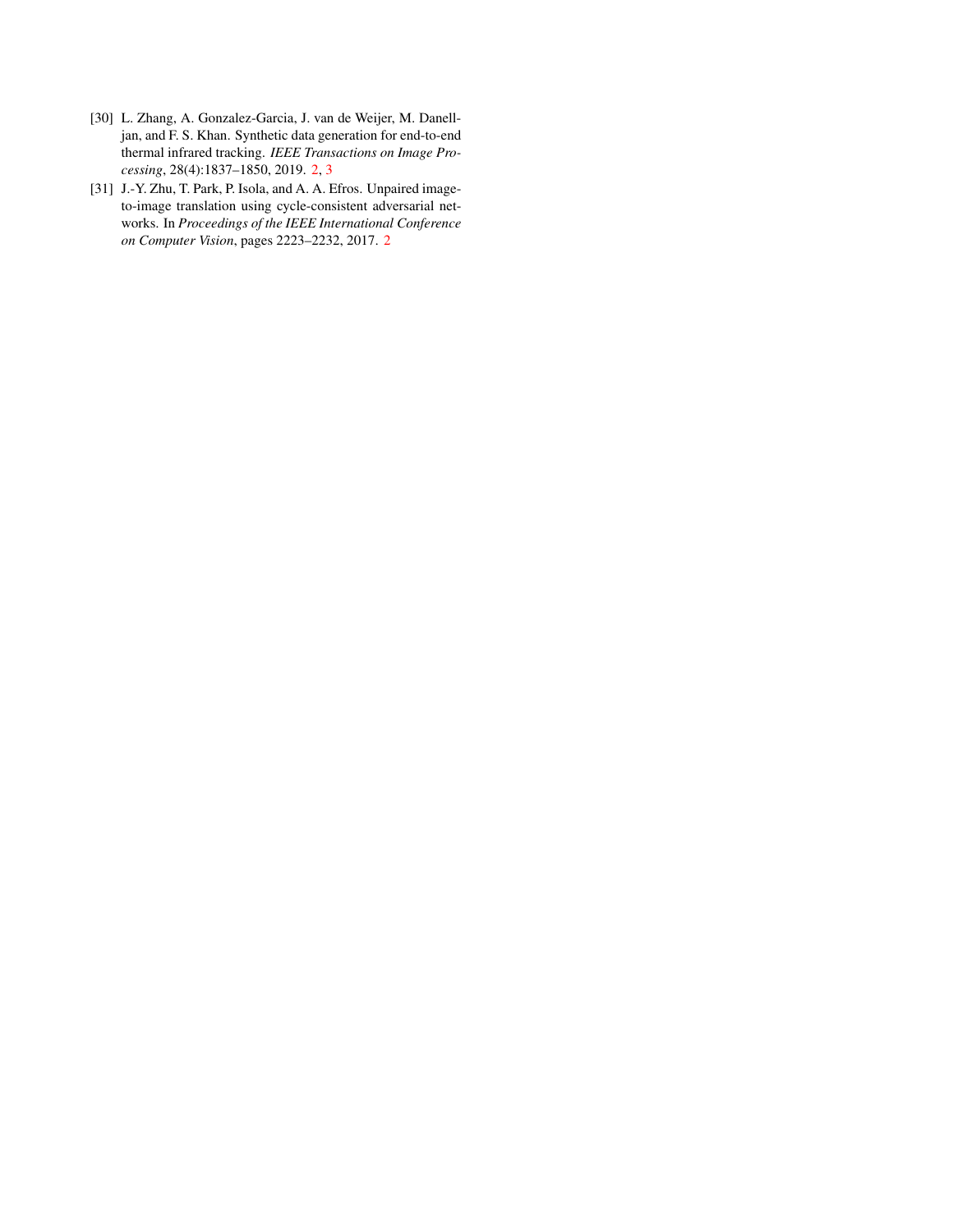[30] L. Zhang, A. Gonzalez-Garcia, J. van de Weijer, M. Danelljan, and F. S. Khan. Synthetic data generation for end-to-end thermal infrared tracking. *IEEE Transactions on Image Processing*, 28(4):1837–1850, 2019. 2, 3

[31] J.-Y. Zhu, T. Park, P. Isola, and A. A. Efros. Unpaired image-to-image translation using cycle-consistent adversarial networks. In *Proceedings of the IEEE International Conference on Computer Vision*, pages 2223–2232, 2017. 2